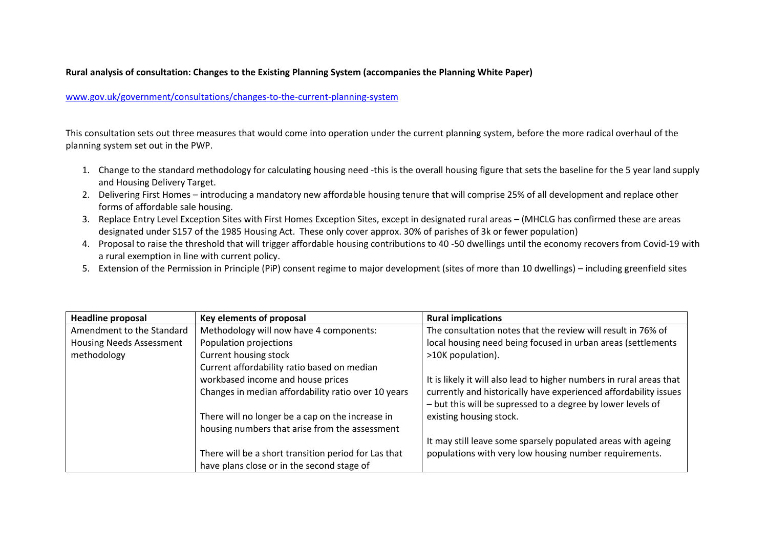**Rural analysis of consultation: Changes to the Existing Planning System (accompanies the Planning White Paper)**

[www.gov.uk/government/consultations/changes-to-the-current-planning-system](www.gov.uk/government/consultations/changes-to-the-current-planning-system)

This consultation sets out three measures that would come into operation under the current planning system, before the more radical overhaul of the planning system set out in the PWP.

1. Change to the standard methodology for calculating housing need -this is the overall housing figure that sets the baseline for the 5 year land supply and Housing Delivery Target.
2. Delivering First Homes – introducing a mandatory new affordable housing tenure that will comprise 25% of all development and replace other forms of affordable sale housing.
3. Replace Entry Level Exception Sites with First Homes Exception Sites, except in designated rural areas – (MHCLG has confirmed these are areas designated under S157 of the 1985 Housing Act. These only cover approx. 30% of parishes of 3k or fewer population)
4. Proposal to raise the threshold that will trigger affordable housing contributions to 40 -50 dwellings until the economy recovers from Covid-19 with a rural exemption in line with current policy.
5. Extension of the Permission in Principle (PiP) consent regime to major development (sites of more than 10 dwellings) – including greenfield sites

| Headline proposal | Key elements of proposal | Rural implications |
|---|---|---|
| Amendment to the Standard Housing Needs Assessment methodology | Methodology will now have 4 components:<br>Population projections<br>Current housing stock<br>Current affordability ratio based on median workbased income and house prices<br>Changes in median affordability ratio over 10 years<br><br>There will no longer be a cap on the increase in housing numbers that arise from the assessment<br><br>There will be a short transition period for Las that have plans close or in the second stage of | The consultation notes that the review will result in 76% of local housing need being focused in urban areas (settlements >10K population).<br><br>It is likely it will also lead to higher numbers in rural areas that currently and historically have experienced affordability issues – but this will be supressed to a degree by lower levels of existing housing stock.<br><br>It may still leave some sparsely populated areas with ageing populations with very low housing number requirements. |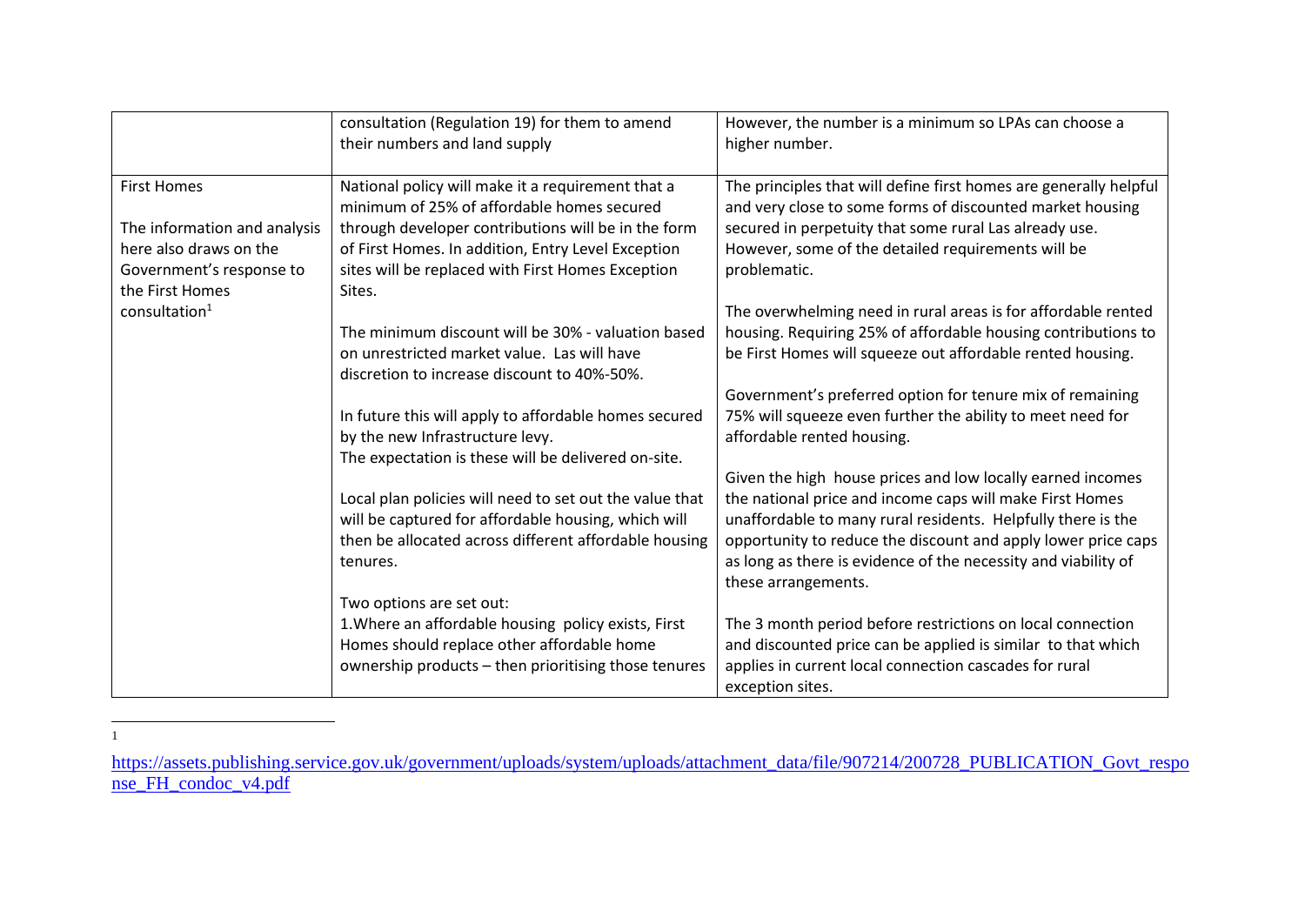| | | |
|---|---|---|
| | consultation (Regulation 19) for them to amend their numbers and land supply | However, the number is a minimum so LPAs can choose a higher number. |
| First Homes<br><br>The information and analysis here also draws on the Government's response to the First Homes consultation[1] | National policy will make it a requirement that a minimum of 25% of affordable homes secured through developer contributions will be in the form of First Homes. In addition, Entry Level Exception sites will be replaced with First Homes Exception Sites.<br><br>The minimum discount will be 30% - valuation based on unrestricted market value. Las will have discretion to increase discount to 40%-50%.<br><br>In future this will apply to affordable homes secured by the new Infrastructure levy.<br>The expectation is these will be delivered on-site.<br><br>Local plan policies will need to set out the value that will be captured for affordable housing, which will then be allocated across different affordable housing tenures.<br><br>Two options are set out:<br>1.Where an affordable housing policy exists, First Homes should replace other affordable home ownership products – then prioritising those tenures | The principles that will define first homes are generally helpful and very close to some forms of discounted market housing secured in perpetuity that some rural Las already use. However, some of the detailed requirements will be problematic.<br><br>The overwhelming need in rural areas is for affordable rented housing. Requiring 25% of affordable housing contributions to be First Homes will squeeze out affordable rented housing.<br><br>Government's preferred option for tenure mix of remaining 75% will squeeze even further the ability to meet need for affordable rented housing.<br><br>Given the high house prices and low locally earned incomes the national price and income caps will make First Homes unaffordable to many rural residents. Helpfully there is the opportunity to reduce the discount and apply lower price caps as long as there is evidence of the necessity and viability of these arrangements.<br><br>The 3 month period before restrictions on local connection and discounted price can be applied is similar to that which applies in current local connection cascades for rural exception sites. |

[1] https://assets.publishing.service.gov.uk/government/uploads/system/uploads/attachment_data/file/907214/200728_PUBLICATION_Govt_response_FH_condoc_v4.pdf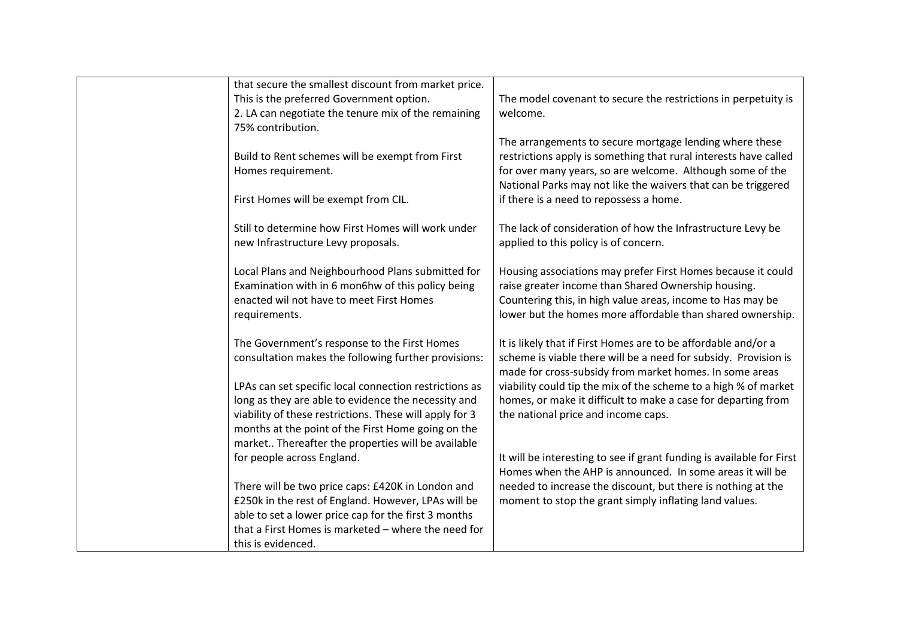| | | |
|---|---|---|
| | that secure the smallest discount from market price. This is the preferred Government option.<br>2. LA can negotiate the tenure mix of the remaining 75% contribution.<br><br>Build to Rent schemes will be exempt from First Homes requirement.<br><br>First Homes will be exempt from CIL.<br><br>Still to determine how First Homes will work under new Infrastructure Levy proposals.<br><br>Local Plans and Neighbourhood Plans submitted for Examination with in 6 mon6hw of this policy being enacted wil not have to meet First Homes requirements.<br><br>The Government's response to the First Homes consultation makes the following further provisions:<br><br>LPAs can set specific local connection restrictions as long as they are able to evidence the necessity and viability of these restrictions. These will apply for 3 months at the point of the First Home going on the market.. Thereafter the properties will be available for people across England.<br><br>There will be two price caps: £420K in London and £250k in the rest of England. However, LPAs will be able to set a lower price cap for the first 3 months that a First Homes is marketed – where the need for this is evidenced. | The model covenant to secure the restrictions in perpetuity is welcome.<br><br>The arrangements to secure mortgage lending where these restrictions apply is something that rural interests have called for over many years, so are welcome. Although some of the National Parks may not like the waivers that can be triggered if there is a need to repossess a home.<br><br>The lack of consideration of how the Infrastructure Levy be applied to this policy is of concern.<br><br>Housing associations may prefer First Homes because it could raise greater income than Shared Ownership housing. Countering this, in high value areas, income to Has may be lower but the homes more affordable than shared ownership.<br><br>It is likely that if First Homes are to be affordable and/or a scheme is viable there will be a need for subsidy. Provision is made for cross-subsidy from market homes. In some areas viability could tip the mix of the scheme to a high % of market homes, or make it difficult to make a case for departing from the national price and income caps.<br><br>It will be interesting to see if grant funding is available for First Homes when the AHP is announced. In some areas it will be needed to increase the discount, but there is nothing at the moment to stop the grant simply inflating land values. |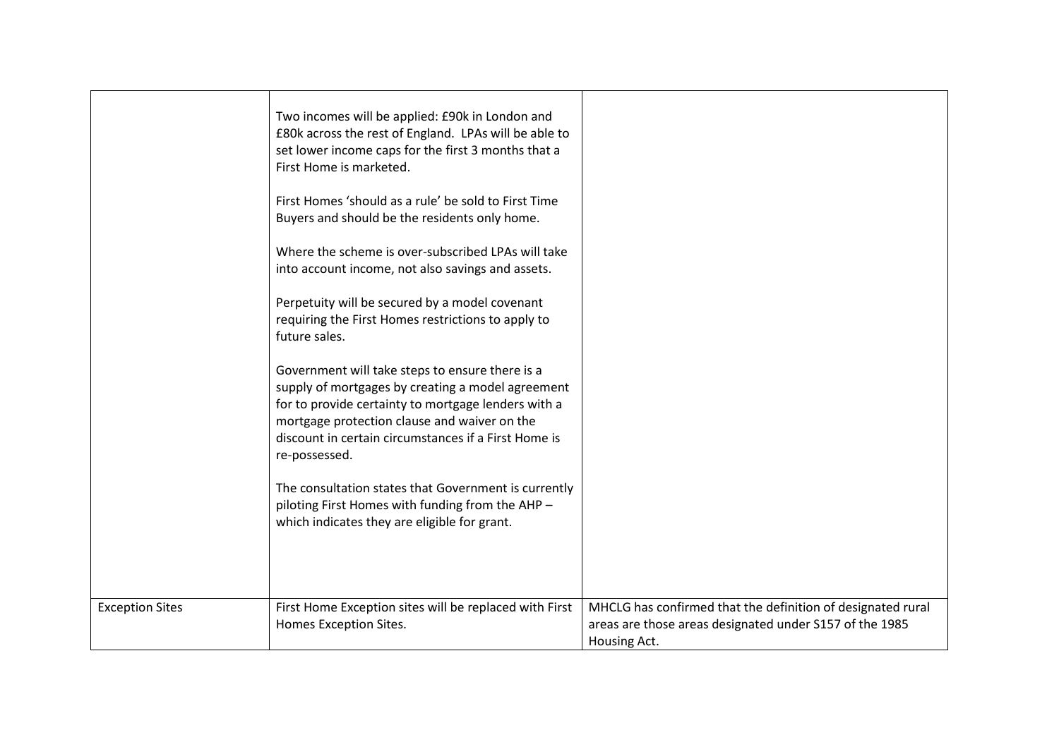| | | |
|---|---|---|
| | Two incomes will be applied: £90k in London and £80k across the rest of England. LPAs will be able to set lower income caps for the first 3 months that a First Home is marketed.<br><br>First Homes 'should as a rule' be sold to First Time Buyers and should be the residents only home.<br><br>Where the scheme is over-subscribed LPAs will take into account income, not also savings and assets.<br><br>Perpetuity will be secured by a model covenant requiring the First Homes restrictions to apply to future sales.<br><br>Government will take steps to ensure there is a supply of mortgages by creating a model agreement for to provide certainty to mortgage lenders with a mortgage protection clause and waiver on the discount in certain circumstances if a First Home is re-possessed.<br><br>The consultation states that Government is currently piloting First Homes with funding from the AHP – which indicates they are eligible for grant. | |
| Exception Sites | First Home Exception sites will be replaced with First Homes Exception Sites. | MHCLG has confirmed that the definition of designated rural areas are those areas designated under S157 of the 1985 Housing Act. |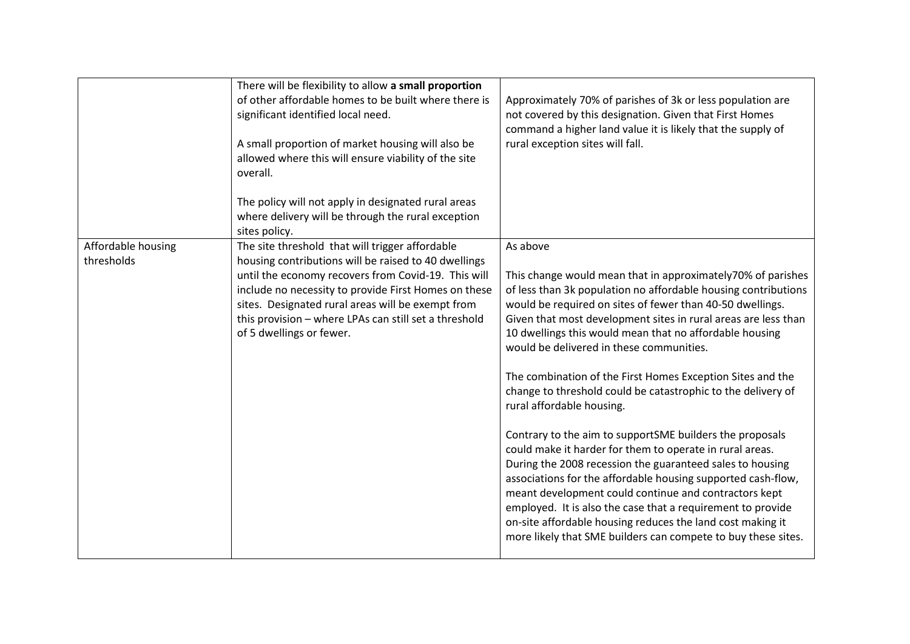| | | |
|---|---|---|
| | There will be flexibility to allow **a small proportion** of other affordable homes to be built where there is significant identified local need.<br><br>A small proportion of market housing will also be allowed where this will ensure viability of the site overall.<br><br>The policy will not apply in designated rural areas where delivery will be through the rural exception sites policy. | Approximately 70% of parishes of 3k or less population are not covered by this designation. Given that First Homes command a higher land value it is likely that the supply of rural exception sites will fall. |
| Affordable housing thresholds | The site threshold that will trigger affordable housing contributions will be raised to 40 dwellings until the economy recovers from Covid-19. This will include no necessity to provide First Homes on these sites. Designated rural areas will be exempt from this provision – where LPAs can still set a threshold of 5 dwellings or fewer. | As above<br><br>This change would mean that in approximately70% of parishes of less than 3k population no affordable housing contributions would be required on sites of fewer than 40-50 dwellings. Given that most development sites in rural areas are less than 10 dwellings this would mean that no affordable housing would be delivered in these communities.<br><br>The combination of the First Homes Exception Sites and the change to threshold could be catastrophic to the delivery of rural affordable housing.<br><br>Contrary to the aim to supportSME builders the proposals could make it harder for them to operate in rural areas. During the 2008 recession the guaranteed sales to housing associations for the affordable housing supported cash-flow, meant development could continue and contractors kept employed. It is also the case that a requirement to provide on-site affordable housing reduces the land cost making it more likely that SME builders can compete to buy these sites. |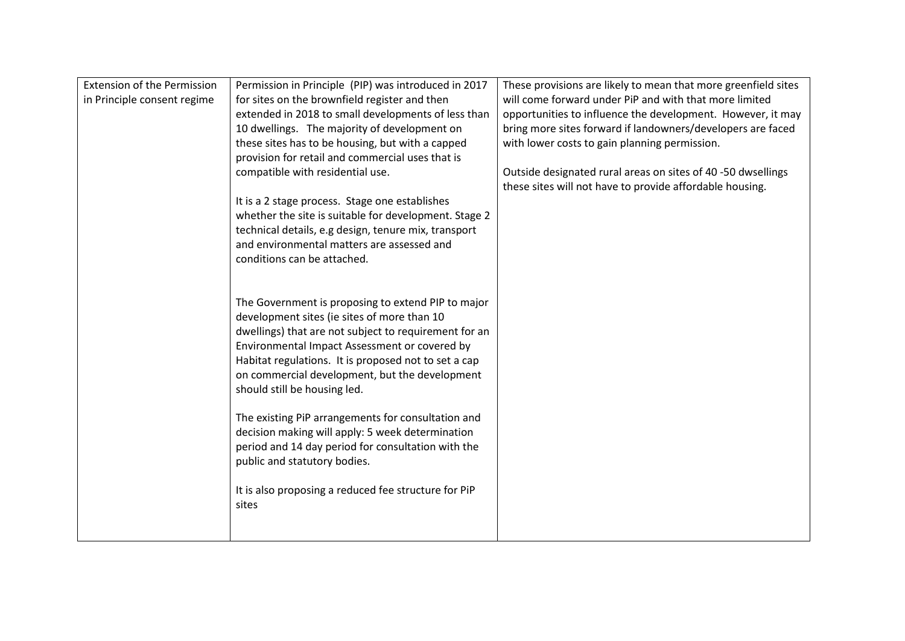| | | |
|---|---|---|
| Extension of the Permission in Principle consent regime | Permission in Principle (PIP) was introduced in 2017 for sites on the brownfield register and then extended in 2018 to small developments of less than 10 dwellings. The majority of development on these sites has to be housing, but with a capped provision for retail and commercial uses that is compatible with residential use.<br><br>It is a 2 stage process. Stage one establishes whether the site is suitable for development. Stage 2 technical details, e.g design, tenure mix, transport and environmental matters are assessed and conditions can be attached.<br><br>The Government is proposing to extend PIP to major development sites (ie sites of more than 10 dwellings) that are not subject to requirement for an Environmental Impact Assessment or covered by Habitat regulations. It is proposed not to set a cap on commercial development, but the development should still be housing led.<br><br>The existing PiP arrangements for consultation and decision making will apply: 5 week determination period and 14 day period for consultation with the public and statutory bodies.<br><br>It is also proposing a reduced fee structure for PiP sites | These provisions are likely to mean that more greenfield sites will come forward under PiP and with that more limited opportunities to influence the development. However, it may bring more sites forward if landowners/developers are faced with lower costs to gain planning permission.<br><br>Outside designated rural areas on sites of 40 -50 dwsellings these sites will not have to provide affordable housing. |